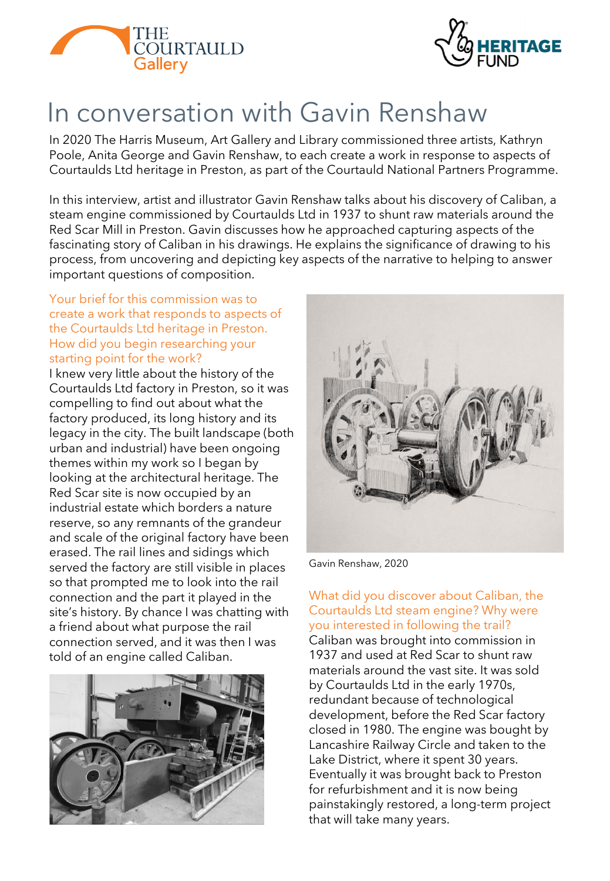# In conversation with Gavin Renshaw

In 2020 The Harris Museum, Art Gallery and Library commissioned three artists, Kathryn Poole, Anita George and Gavin Renshaw, to each create a work in response to aspects of Courtaulds Ltd heritage in Preston, as part of the Courtauld National Partners Programme.

In this interview, artist and illustrator Gavin Renshaw talks about his discovery of Caliban, a steam engine commissioned by Courtaulds Ltd in 1937 to shunt raw materials around the Red Scar Mill in Preston. Gavin discusses how he approached capturing aspects of the fascinating story of Caliban in his drawings. He explains the significance of drawing to his process, from uncovering and depicting key aspects of the narrative to helping to answer important questions of composition.

**Your brief for this commission was to create a work that responds to aspects of the Courtaulds Ltd heritage in Preston. How did you begin researching your starting point for the work?**

I knew very little about the history of the Courtaulds Ltd factory in Preston, so it was compelling to find out about what the factory produced, its long history and its legacy in the city. The built landscape (both urban and industrial) have been ongoing themes within my work so I began by looking at the architectural heritage. The Red Scar site is now occupied by an industrial estate which borders a nature reserve, so any remnants of the grandeur and scale of the original factory have been erased. The rail lines and sidings which served the factory are still visible in places so that prompted me to look into the rail connection and the part it played in the site's history. By chance I was chatting with a friend about what purpose the rail connection served, and it was then I was told of an engine called Caliban.

Gavin Renshaw, 2020

**What did you discover about Caliban, the Courtaulds Ltd steam engine? Why were you interested in following the trail?**

Caliban was brought into commission in 1937 and used at Red Scar to shunt raw materials around the vast site. It was sold by Courtaulds Ltd in the early 1970s, redundant because of technological development, before the Red Scar factory closed in 1980. The engine was bought by Lancashire Railway Circle and taken to the Lake District, where it spent 30 years. Eventually it was brought back to Preston for refurbishment and it is now being painstakingly restored, a long-term project that will take many years.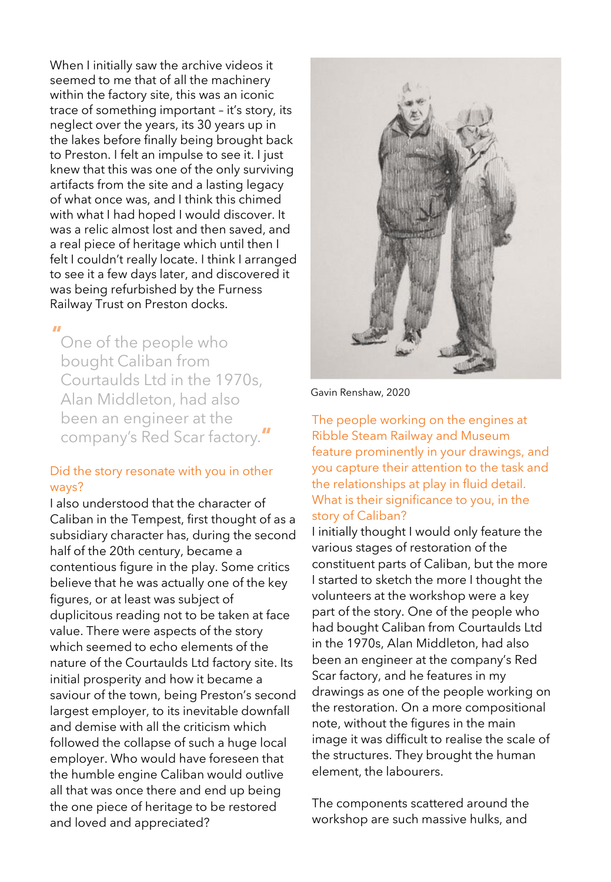When I initially saw the archive videos it seemed to me that of all the machinery within the factory site, this was an iconic trace of something important – it's story, its neglect over the years, its 30 years up in the lakes before finally being brought back to Preston. I felt an impulse to see it. I just knew that this was one of the only surviving artifacts from the site and a lasting legacy of what once was, and I think this chimed with what I had hoped I would discover. It was a relic almost lost and then saved, and a real piece of heritage which until then I felt I couldn't really locate. I think I arranged to see it a few days later, and discovered it was being refurbished by the Furness Railway Trust on Preston docks.

> "One of the people who bought Caliban from Courtaulds Ltd in the 1970s, Alan Middleton, had also been an engineer at the company's Red Scar factory."

### Did the story resonate with you in other ways?

I also understood that the character of Caliban in the Tempest, first thought of as a subsidiary character has, during the second half of the 20th century, became a contentious figure in the play. Some critics believe that he was actually one of the key figures, or at least was subject of duplicitous reading not to be taken at face value. There were aspects of the story which seemed to echo elements of the nature of the Courtaulds Ltd factory site. Its initial prosperity and how it became a saviour of the town, being Preston's second largest employer, to its inevitable downfall and demise with all the criticism which followed the collapse of such a huge local employer. Who would have foreseen that the humble engine Caliban would outlive all that was once there and end up being the one piece of heritage to be restored and loved and appreciated?

Gavin Renshaw, 2020

### The people working on the engines at Ribble Steam Railway and Museum feature prominently in your drawings, and you capture their attention to the task and the relationships at play in fluid detail. What is their significance to you, in the story of Caliban?

I initially thought I would only feature the various stages of restoration of the constituent parts of Caliban, but the more I started to sketch the more I thought the volunteers at the workshop were a key part of the story. One of the people who had bought Caliban from Courtaulds Ltd in the 1970s, Alan Middleton, had also been an engineer at the company's Red Scar factory, and he features in my drawings as one of the people working on the restoration. On a more compositional note, without the figures in the main image it was difficult to realise the scale of the structures. They brought the human element, the labourers.

The components scattered around the workshop are such massive hulks, and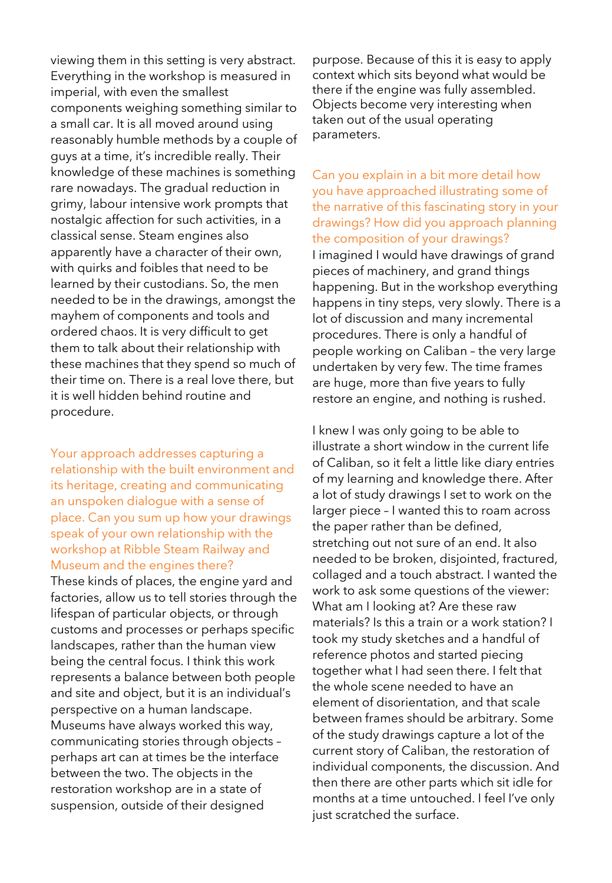viewing them in this setting is very abstract. Everything in the workshop is measured in imperial, with even the smallest components weighing something similar to a small car. It is all moved around using reasonably humble methods by a couple of guys at a time, it's incredible really. Their knowledge of these machines is something rare nowadays. The gradual reduction in grimy, labour intensive work prompts that nostalgic affection for such activities, in a classical sense. Steam engines also apparently have a character of their own, with quirks and foibles that need to be learned by their custodians. So, the men needed to be in the drawings, amongst the mayhem of components and tools and ordered chaos. It is very difficult to get them to talk about their relationship with these machines that they spend so much of their time on. There is a real love there, but it is well hidden behind routine and procedure.

**Your approach addresses capturing a relationship with the built environment and its heritage, creating and communicating an unspoken dialogue with a sense of place. Can you sum up how your drawings speak of your own relationship with the workshop at Ribble Steam Railway and Museum and the engines there?**

These kinds of places, the engine yard and factories, allow us to tell stories through the lifespan of particular objects, or through customs and processes or perhaps specific landscapes, rather than the human view being the central focus. I think this work represents a balance between both people and site and object, but it is an individual's perspective on a human landscape. Museums have always worked this way, communicating stories through objects – perhaps art can at times be the interface between the two. The objects in the restoration workshop are in a state of suspension, outside of their designed purpose. Because of this it is easy to apply context which sits beyond what would be there if the engine was fully assembled. Objects become very interesting when taken out of the usual operating parameters.

**Can you explain in a bit more detail how you have approached illustrating some of the narrative of this fascinating story in your drawings? How did you approach planning the composition of your drawings?**

I imagined I would have drawings of grand pieces of machinery, and grand things happening. But in the workshop everything happens in tiny steps, very slowly. There is a lot of discussion and many incremental procedures. There is only a handful of people working on Caliban – the very large undertaken by very few. The time frames are huge, more than five years to fully restore an engine, and nothing is rushed.

I knew I was only going to be able to illustrate a short window in the current life of Caliban, so it felt a little like diary entries of my learning and knowledge there. After a lot of study drawings I set to work on the larger piece – I wanted this to roam across the paper rather than be defined, stretching out not sure of an end. It also needed to be broken, disjointed, fractured, collaged and a touch abstract. I wanted the work to ask some questions of the viewer: What am I looking at? Are these raw materials? Is this a train or a work station? I took my study sketches and a handful of reference photos and started piecing together what I had seen there. I felt that the whole scene needed to have an element of disorientation, and that scale between frames should be arbitrary. Some of the study drawings capture a lot of the current story of Caliban, the restoration of individual components, the discussion. And then there are other parts which sit idle for months at a time untouched. I feel I've only just scratched the surface.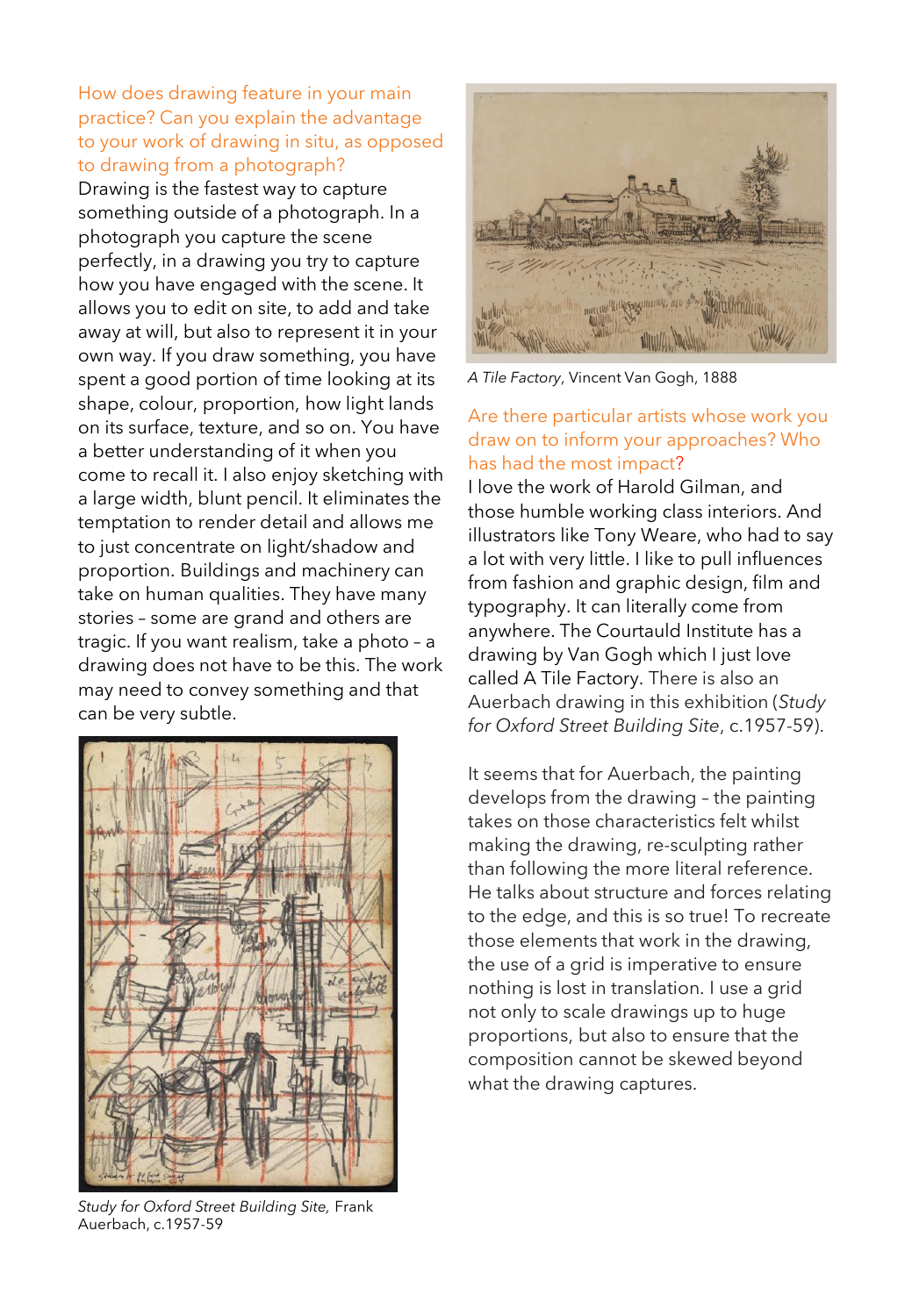**How does drawing feature in your main practice? Can you explain the advantage to your work of drawing in situ, as opposed to drawing from a photograph?**

Drawing is the fastest way to capture something outside of a photograph. In a photograph you capture the scene perfectly, in a drawing you try to capture how you have engaged with the scene. It allows you to edit on site, to add and take away at will, but also to represent it in your own way. If you draw something, you have spent a good portion of time looking at its shape, colour, proportion, how light lands on its surface, texture, and so on. You have a better understanding of it when you come to recall it. I also enjoy sketching with a large width, blunt pencil. It eliminates the temptation to render detail and allows me to just concentrate on light/shadow and proportion. Buildings and machinery can take on human qualities. They have many stories – some are grand and others are tragic. If you want realism, take a photo – a drawing does not have to be this. The work may need to convey something and that can be very subtle.

*Study for Oxford Street Building Site,* Frank Auerbach, c.1957-59

*A Tile Factory*, Vincent Van Gogh, 1888

**Are there particular artists whose work you draw on to inform your approaches? Who has had the most impact?**

I love the work of Harold Gilman, and those humble working class interiors. And illustrators like Tony Weare, who had to say a lot with very little. I like to pull influences from fashion and graphic design, film and typography. It can literally come from anywhere. The Courtauld Institute has a drawing by Van Gogh which I just love called A Tile Factory. There is also an Auerbach drawing in this exhibition (*Study for Oxford Street Building Site*, c.1957-59).

It seems that for Auerbach, the painting develops from the drawing – the painting takes on those characteristics felt whilst making the drawing, re-sculpting rather than following the more literal reference. He talks about structure and forces relating to the edge, and this is so true! To recreate those elements that work in the drawing, the use of a grid is imperative to ensure nothing is lost in translation. I use a grid not only to scale drawings up to huge proportions, but also to ensure that the composition cannot be skewed beyond what the drawing captures.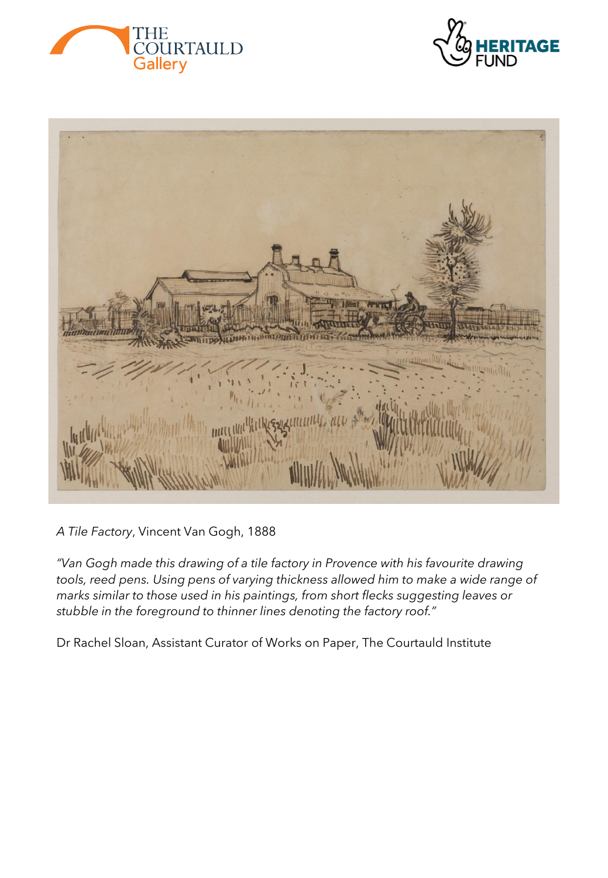*A Tile Factory*, Vincent Van Gogh, 1888

*"Van Gogh made this drawing of a tile factory in Provence with his favourite drawing tools, reed pens. Using pens of varying thickness allowed him to make a wide range of marks similar to those used in his paintings, from short flecks suggesting leaves or stubble in the foreground to thinner lines denoting the factory roof."*

Dr Rachel Sloan, Assistant Curator of Works on Paper, The Courtauld Institute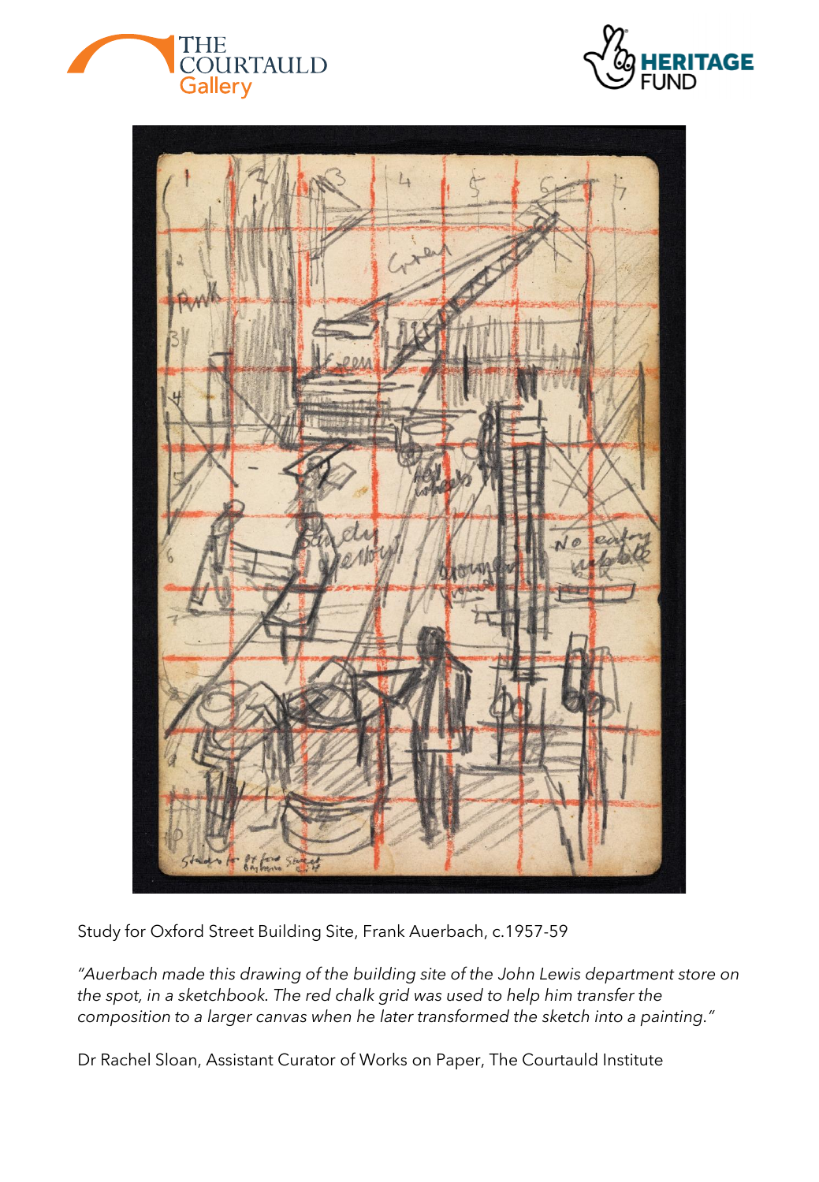Study for Oxford Street Building Site, Frank Auerbach, c.1957-59

*"Auerbach made this drawing of the building site of the John Lewis department store on the spot, in a sketchbook. The red chalk grid was used to help him transfer the composition to a larger canvas when he later transformed the sketch into a painting."*

Dr Rachel Sloan, Assistant Curator of Works on Paper, The Courtauld Institute